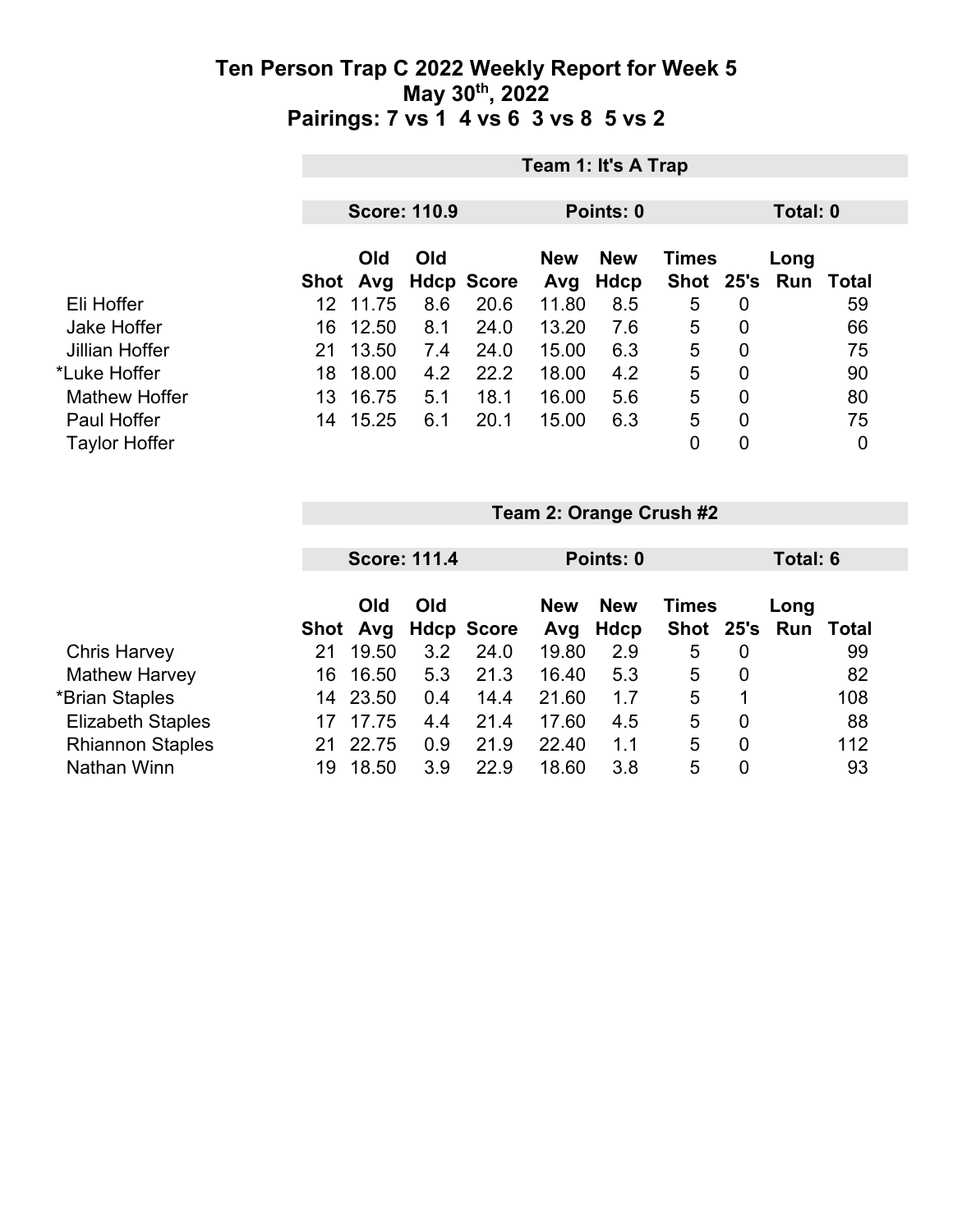# Ten Person Trap C 2022 Weekly Report for Week 5
## May 30th, 2022
## Pairings: 7 vs 1  4 vs 6  3 vs 8  5 vs 2

### Team 1: It's A Trap

**Score: 110.9** | **Points: 0** | **Total: 0**

| | Shot | Old Avg | Old Hdcp | Score | New Avg | New Hdcp | Times Shot | 25's | Long Run | Total |
|---|---|---|---|---|---|---|---|---|---|---|
| Eli Hoffer | 12 | 11.75 | 8.6 | 20.6 | 11.80 | 8.5 | 5 | 0 | | 59 |
| Jake Hoffer | 16 | 12.50 | 8.1 | 24.0 | 13.20 | 7.6 | 5 | 0 | | 66 |
| Jillian Hoffer | 21 | 13.50 | 7.4 | 24.0 | 15.00 | 6.3 | 5 | 0 | | 75 |
| *Luke Hoffer | 18 | 18.00 | 4.2 | 22.2 | 18.00 | 4.2 | 5 | 0 | | 90 |
| Mathew Hoffer | 13 | 16.75 | 5.1 | 18.1 | 16.00 | 5.6 | 5 | 0 | | 80 |
| Paul Hoffer | 14 | 15.25 | 6.1 | 20.1 | 15.00 | 6.3 | 5 | 0 | | 75 |
| Taylor Hoffer | | | | | | | 0 | 0 | | 0 |

### Team 2: Orange Crush #2

**Score: 111.4** | **Points: 0** | **Total: 6**

| | Shot | Old Avg | Old Hdcp | Score | New Avg | New Hdcp | Times Shot | 25's | Long Run | Total |
|---|---|---|---|---|---|---|---|---|---|---|
| Chris Harvey | 21 | 19.50 | 3.2 | 24.0 | 19.80 | 2.9 | 5 | 0 | | 99 |
| Mathew Harvey | 16 | 16.50 | 5.3 | 21.3 | 16.40 | 5.3 | 5 | 0 | | 82 |
| *Brian Staples | 14 | 23.50 | 0.4 | 14.4 | 21.60 | 1.7 | 5 | 1 | | 108 |
| Elizabeth Staples | 17 | 17.75 | 4.4 | 21.4 | 17.60 | 4.5 | 5 | 0 | | 88 |
| Rhiannon Staples | 21 | 22.75 | 0.9 | 21.9 | 22.40 | 1.1 | 5 | 0 | | 112 |
| Nathan Winn | 19 | 18.50 | 3.9 | 22.9 | 18.60 | 3.8 | 5 | 0 | | 93 |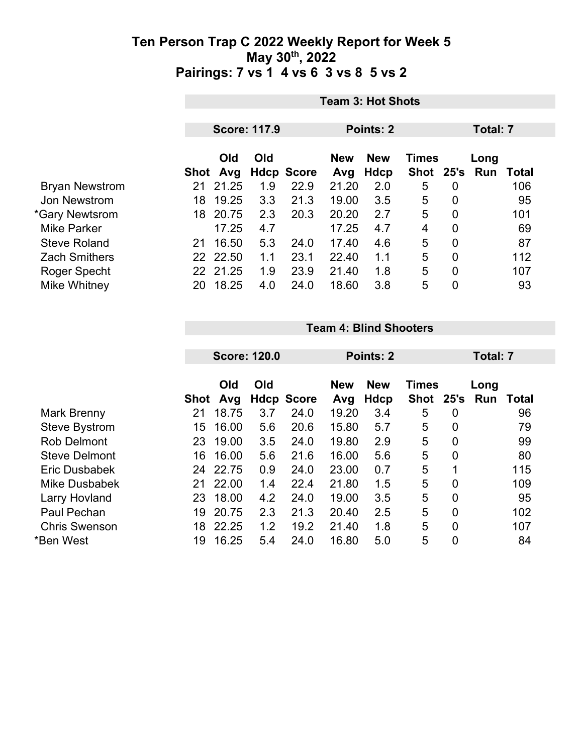# Ten Person Trap C 2022 Weekly Report for Week 5
## May 30th, 2022
## Pairings: 7 vs 1 4 vs 6 3 vs 8 5 vs 2

| | Team 3: Hot Shots | | | | | | | | | |
|---|---|---|---|---|---|---|---|---|---|---|
| | Score: 117.9 | | | | Points: 2 | | | Total: 7 | | |
| | Shot | Old Avg | Old Hdcp | Score | New Avg | New Hdcp | Times Shot | 25's | Long Run | Total |
| Bryan Newstrom | 21 | 21.25 | 1.9 | 22.9 | 21.20 | 2.0 | 5 | 0 | | 106 |
| Jon Newstrom | 18 | 19.25 | 3.3 | 21.3 | 19.00 | 3.5 | 5 | 0 | | 95 |
| *Gary Newtsrom | 18 | 20.75 | 2.3 | 20.3 | 20.20 | 2.7 | 5 | 0 | | 101 |
| Mike Parker | | 17.25 | 4.7 | | 17.25 | 4.7 | 4 | 0 | | 69 |
| Steve Roland | 21 | 16.50 | 5.3 | 24.0 | 17.40 | 4.6 | 5 | 0 | | 87 |
| Zach Smithers | 22 | 22.50 | 1.1 | 23.1 | 22.40 | 1.1 | 5 | 0 | | 112 |
| Roger Specht | 22 | 21.25 | 1.9 | 23.9 | 21.40 | 1.8 | 5 | 0 | | 107 |
| Mike Whitney | 20 | 18.25 | 4.0 | 24.0 | 18.60 | 3.8 | 5 | 0 | | 93 |

| | Team 4: Blind Shooters | | | | | | | | | |
|---|---|---|---|---|---|---|---|---|---|---|
| | Score: 120.0 | | | | Points: 2 | | | Total: 7 | | |
| | Shot | Old Avg | Old Hdcp | Score | New Avg | New Hdcp | Times Shot | 25's | Long Run | Total |
| Mark Brenny | 21 | 18.75 | 3.7 | 24.0 | 19.20 | 3.4 | 5 | 0 | | 96 |
| Steve Bystrom | 15 | 16.00 | 5.6 | 20.6 | 15.80 | 5.7 | 5 | 0 | | 79 |
| Rob Delmont | 23 | 19.00 | 3.5 | 24.0 | 19.80 | 2.9 | 5 | 0 | | 99 |
| Steve Delmont | 16 | 16.00 | 5.6 | 21.6 | 16.00 | 5.6 | 5 | 0 | | 80 |
| Eric Dusbabek | 24 | 22.75 | 0.9 | 24.0 | 23.00 | 0.7 | 5 | 1 | | 115 |
| Mike Dusbabek | 21 | 22.00 | 1.4 | 22.4 | 21.80 | 1.5 | 5 | 0 | | 109 |
| Larry Hovland | 23 | 18.00 | 4.2 | 24.0 | 19.00 | 3.5 | 5 | 0 | | 95 |
| Paul Pechan | 19 | 20.75 | 2.3 | 21.3 | 20.40 | 2.5 | 5 | 0 | | 102 |
| Chris Swenson | 18 | 22.25 | 1.2 | 19.2 | 21.40 | 1.8 | 5 | 0 | | 107 |
| *Ben West | 19 | 16.25 | 5.4 | 24.0 | 16.80 | 5.0 | 5 | 0 | | 84 |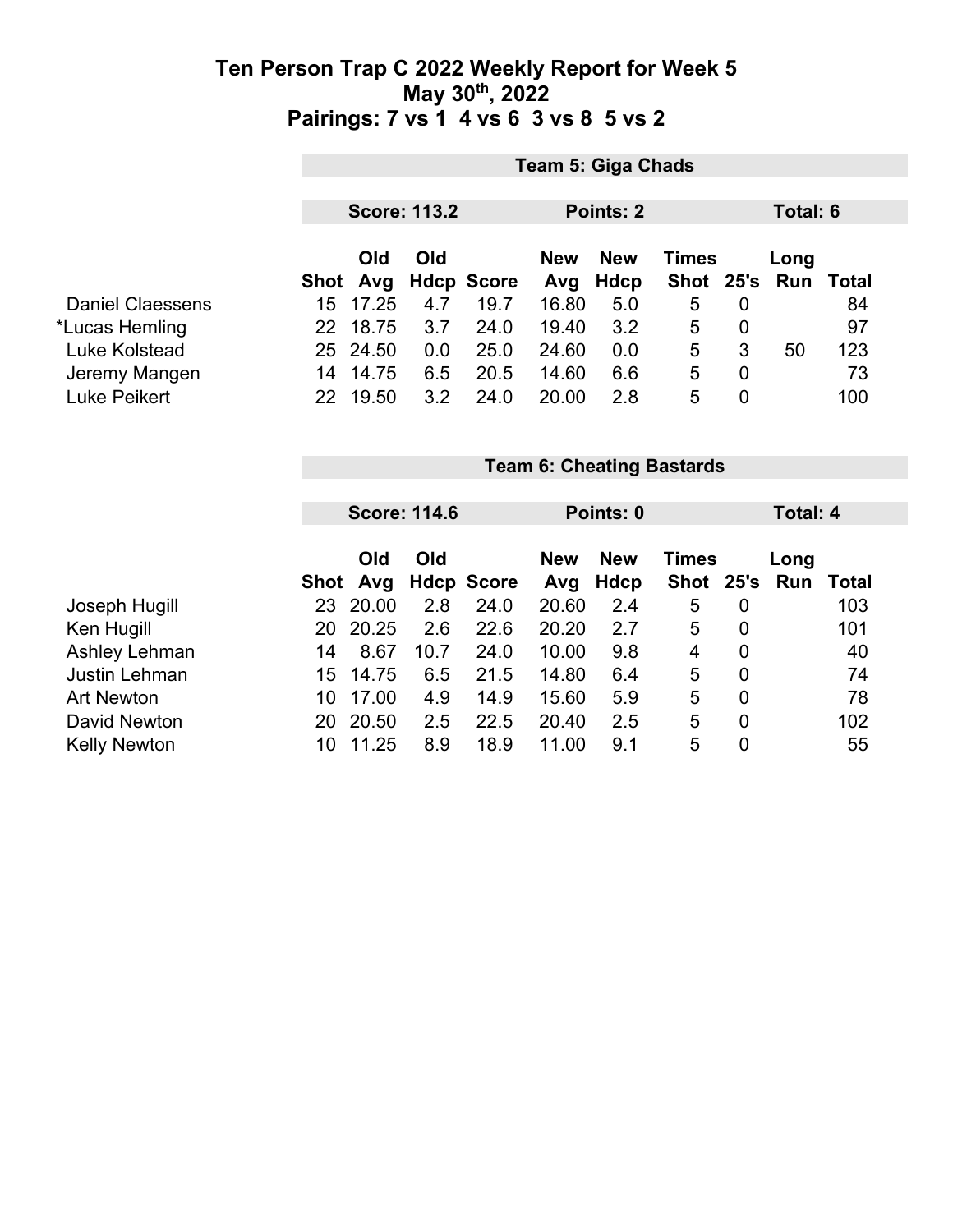# Ten Person Trap C 2022 Weekly Report for Week 5
## May 30th, 2022
## Pairings: 7 vs 1  4 vs 6  3 vs 8  5 vs 2

### Team 5: Giga Chads

**Score: 113.2** | **Points: 2** | **Total: 6**

| | Shot | Old Avg | Old Hdcp | Score | New Avg | New Hdcp | Times Shot | 25's | Long Run | Total |
|---|---|---|---|---|---|---|---|---|---|---|
| Daniel Claessens | 15 | 17.25 | 4.7 | 19.7 | 16.80 | 5.0 | 5 | 0 | | 84 |
| *Lucas Hemling | 22 | 18.75 | 3.7 | 24.0 | 19.40 | 3.2 | 5 | 0 | | 97 |
| Luke Kolstead | 25 | 24.50 | 0.0 | 25.0 | 24.60 | 0.0 | 5 | 3 | 50 | 123 |
| Jeremy Mangen | 14 | 14.75 | 6.5 | 20.5 | 14.60 | 6.6 | 5 | 0 | | 73 |
| Luke Peikert | 22 | 19.50 | 3.2 | 24.0 | 20.00 | 2.8 | 5 | 0 | | 100 |

### Team 6: Cheating Bastards

**Score: 114.6** | **Points: 0** | **Total: 4**

| | Shot | Old Avg | Old Hdcp | Score | New Avg | New Hdcp | Times Shot | 25's | Long Run | Total |
|---|---|---|---|---|---|---|---|---|---|---|
| Joseph Hugill | 23 | 20.00 | 2.8 | 24.0 | 20.60 | 2.4 | 5 | 0 | | 103 |
| Ken Hugill | 20 | 20.25 | 2.6 | 22.6 | 20.20 | 2.7 | 5 | 0 | | 101 |
| Ashley Lehman | 14 | 8.67 | 10.7 | 24.0 | 10.00 | 9.8 | 4 | 0 | | 40 |
| Justin Lehman | 15 | 14.75 | 6.5 | 21.5 | 14.80 | 6.4 | 5 | 0 | | 74 |
| Art Newton | 10 | 17.00 | 4.9 | 14.9 | 15.60 | 5.9 | 5 | 0 | | 78 |
| David Newton | 20 | 20.50 | 2.5 | 22.5 | 20.40 | 2.5 | 5 | 0 | | 102 |
| Kelly Newton | 10 | 11.25 | 8.9 | 18.9 | 11.00 | 9.1 | 5 | 0 | | 55 |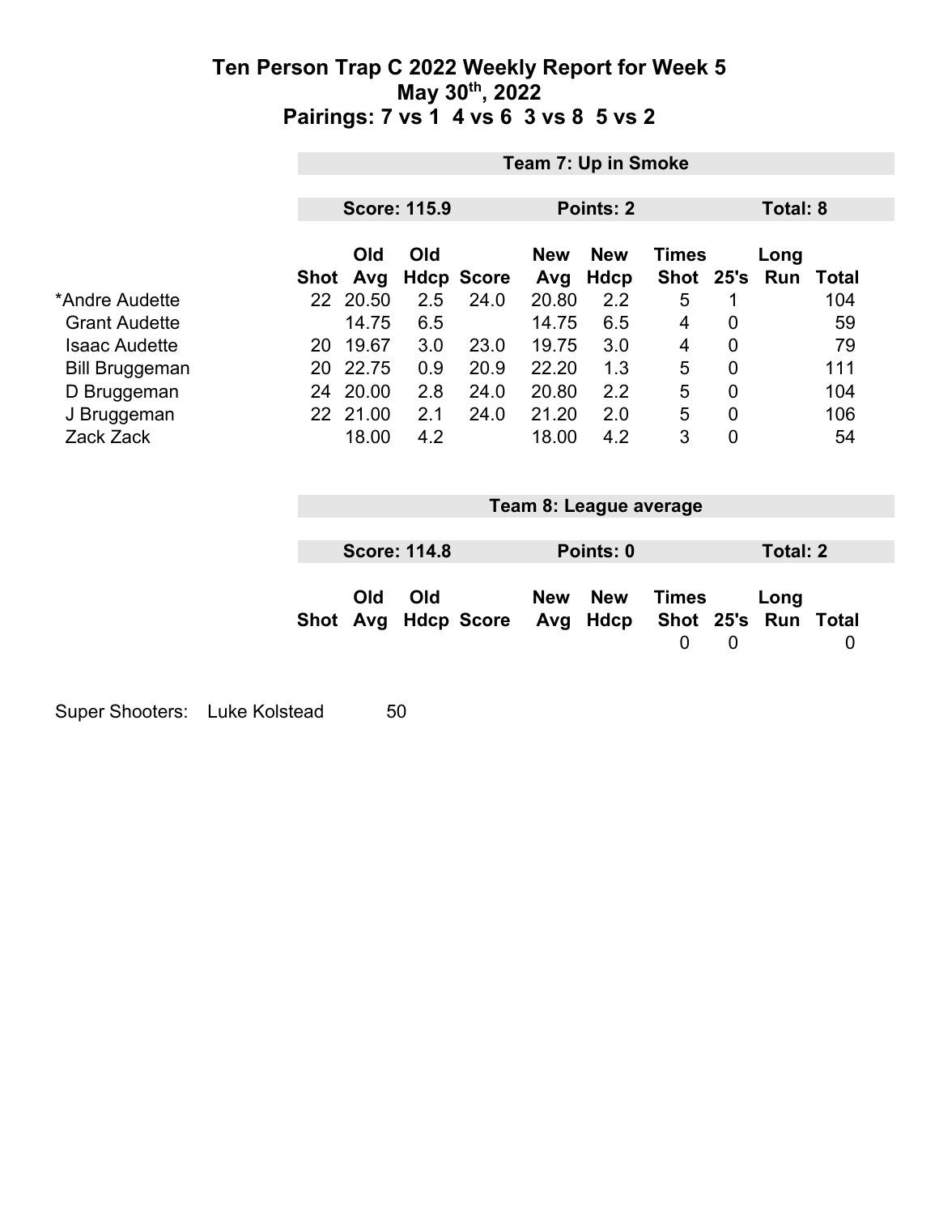# Ten Person Trap C 2022 Weekly Report for Week 5
## May 30th, 2022
## Pairings: 7 vs 1 4 vs 6 3 vs 8 5 vs 2

### Team 7: Up in Smoke

**Score: 115.9** | **Points: 2** | **Total: 8**

| | Shot | Old Avg | Old Hdcp | Score | New Avg | New Hdcp | Times Shot | 25's | Long Run | Total |
|---|---|---|---|---|---|---|---|---|---|---|
| *Andre Audette | 22 | 20.50 | 2.5 | 24.0 | 20.80 | 2.2 | 5 | 1 | | 104 |
| Grant Audette | | 14.75 | 6.5 | | 14.75 | 6.5 | 4 | 0 | | 59 |
| Isaac Audette | 20 | 19.67 | 3.0 | 23.0 | 19.75 | 3.0 | 4 | 0 | | 79 |
| Bill Bruggeman | 20 | 22.75 | 0.9 | 20.9 | 22.20 | 1.3 | 5 | 0 | | 111 |
| D Bruggeman | 24 | 20.00 | 2.8 | 24.0 | 20.80 | 2.2 | 5 | 0 | | 104 |
| J Bruggeman | 22 | 21.00 | 2.1 | 24.0 | 21.20 | 2.0 | 5 | 0 | | 106 |
| Zack Zack | | 18.00 | 4.2 | | 18.00 | 4.2 | 3 | 0 | | 54 |

### Team 8: League average

**Score: 114.8** | **Points: 0** | **Total: 2**

| | Shot | Old Avg | Old Hdcp | Score | New Avg | New Hdcp | Times Shot | 25's | Long Run | Total |
|---|---|---|---|---|---|---|---|---|---|---|
| | | | | | | | 0 | 0 | | 0 |

Super Shooters: Luke Kolstead 50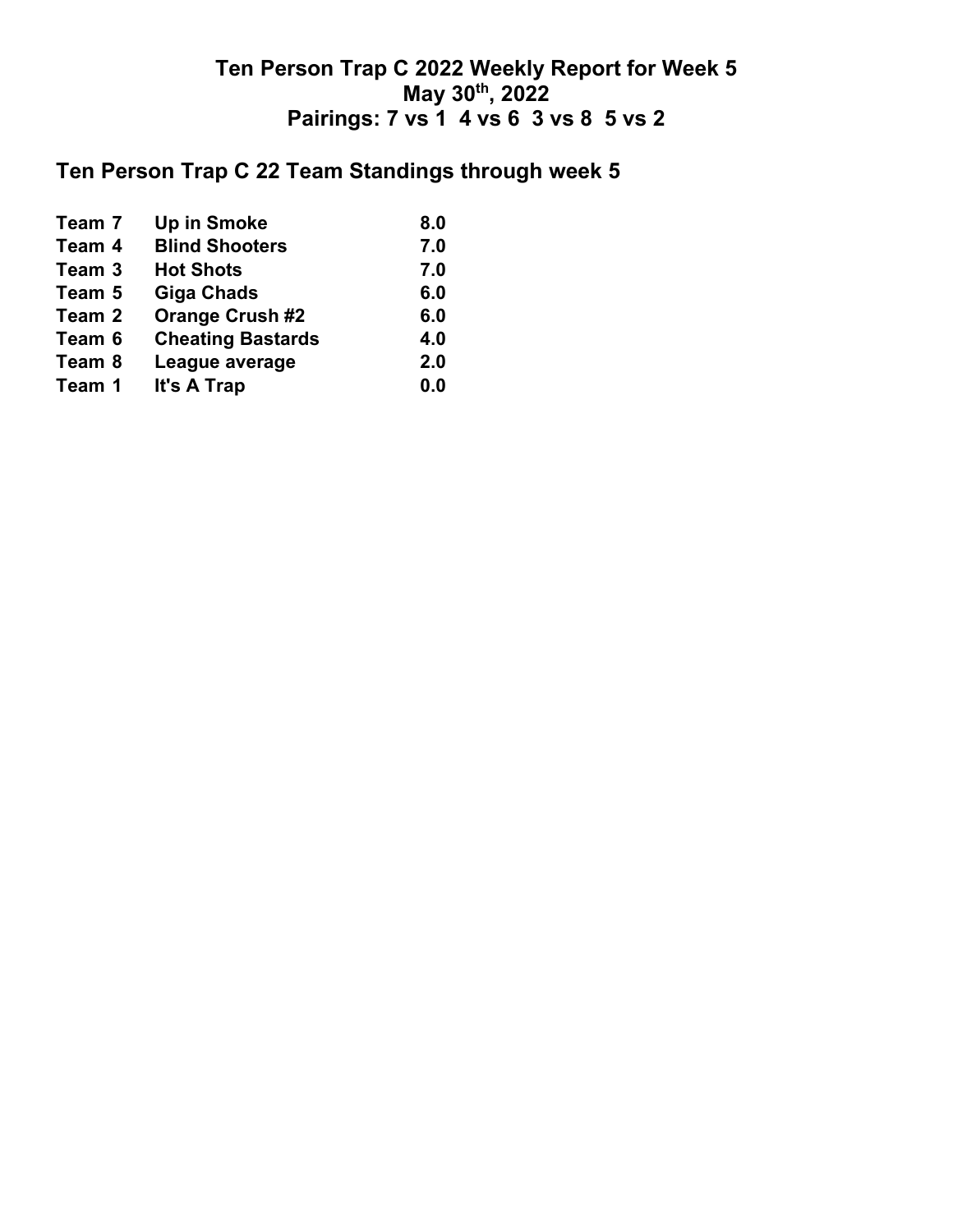# Ten Person Trap C 2022 Weekly Report for Week 5
# May 30th, 2022
# Pairings: 7 vs 1  4 vs 6  3 vs 8  5 vs 2

## Ten Person Trap C 22 Team Standings through week 5

| | | |
|---|---|---|
| **Team 7** | **Up in Smoke** | **8.0** |
| **Team 4** | **Blind Shooters** | **7.0** |
| **Team 3** | **Hot Shots** | **7.0** |
| **Team 5** | **Giga Chads** | **6.0** |
| **Team 2** | **Orange Crush #2** | **6.0** |
| **Team 6** | **Cheating Bastards** | **4.0** |
| **Team 8** | **League average** | **2.0** |
| **Team 1** | **It's A Trap** | **0.0** |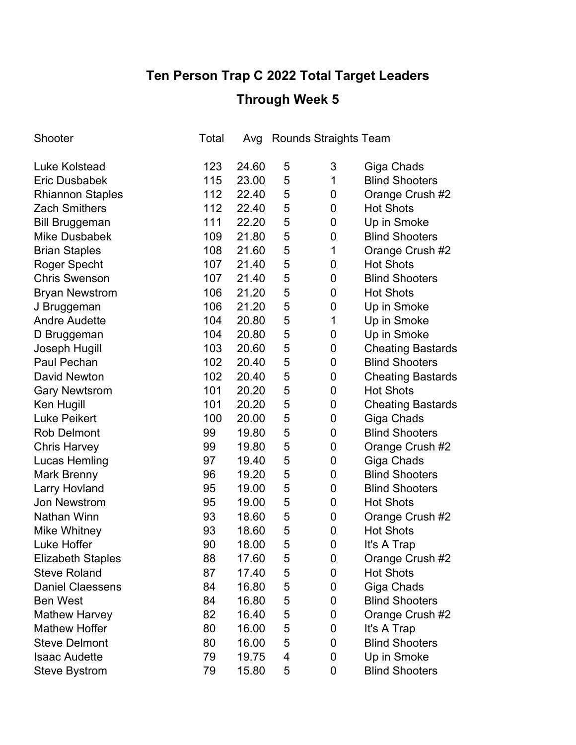# Ten Person Trap C 2022 Total Target Leaders

## Through Week 5

| Shooter | Total | Avg | Rounds | Straights | Team |
|---|---|---|---|---|---|
| Luke Kolstead | 123 | 24.60 | 5 | 3 | Giga Chads |
| Eric Dusbabek | 115 | 23.00 | 5 | 1 | Blind Shooters |
| Rhiannon Staples | 112 | 22.40 | 5 | 0 | Orange Crush #2 |
| Zach Smithers | 112 | 22.40 | 5 | 0 | Hot Shots |
| Bill Bruggeman | 111 | 22.20 | 5 | 0 | Up in Smoke |
| Mike Dusbabek | 109 | 21.80 | 5 | 0 | Blind Shooters |
| Brian Staples | 108 | 21.60 | 5 | 1 | Orange Crush #2 |
| Roger Specht | 107 | 21.40 | 5 | 0 | Hot Shots |
| Chris Swenson | 107 | 21.40 | 5 | 0 | Blind Shooters |
| Bryan Newstrom | 106 | 21.20 | 5 | 0 | Hot Shots |
| J Bruggeman | 106 | 21.20 | 5 | 0 | Up in Smoke |
| Andre Audette | 104 | 20.80 | 5 | 1 | Up in Smoke |
| D Bruggeman | 104 | 20.80 | 5 | 0 | Up in Smoke |
| Joseph Hugill | 103 | 20.60 | 5 | 0 | Cheating Bastards |
| Paul Pechan | 102 | 20.40 | 5 | 0 | Blind Shooters |
| David Newton | 102 | 20.40 | 5 | 0 | Cheating Bastards |
| Gary Newtsrom | 101 | 20.20 | 5 | 0 | Hot Shots |
| Ken Hugill | 101 | 20.20 | 5 | 0 | Cheating Bastards |
| Luke Peikert | 100 | 20.00 | 5 | 0 | Giga Chads |
| Rob Delmont | 99 | 19.80 | 5 | 0 | Blind Shooters |
| Chris Harvey | 99 | 19.80 | 5 | 0 | Orange Crush #2 |
| Lucas Hemling | 97 | 19.40 | 5 | 0 | Giga Chads |
| Mark Brenny | 96 | 19.20 | 5 | 0 | Blind Shooters |
| Larry Hovland | 95 | 19.00 | 5 | 0 | Blind Shooters |
| Jon Newstrom | 95 | 19.00 | 5 | 0 | Hot Shots |
| Nathan Winn | 93 | 18.60 | 5 | 0 | Orange Crush #2 |
| Mike Whitney | 93 | 18.60 | 5 | 0 | Hot Shots |
| Luke Hoffer | 90 | 18.00 | 5 | 0 | It's A Trap |
| Elizabeth Staples | 88 | 17.60 | 5 | 0 | Orange Crush #2 |
| Steve Roland | 87 | 17.40 | 5 | 0 | Hot Shots |
| Daniel Claessens | 84 | 16.80 | 5 | 0 | Giga Chads |
| Ben West | 84 | 16.80 | 5 | 0 | Blind Shooters |
| Mathew Harvey | 82 | 16.40 | 5 | 0 | Orange Crush #2 |
| Mathew Hoffer | 80 | 16.00 | 5 | 0 | It's A Trap |
| Steve Delmont | 80 | 16.00 | 5 | 0 | Blind Shooters |
| Isaac Audette | 79 | 19.75 | 4 | 0 | Up in Smoke |
| Steve Bystrom | 79 | 15.80 | 5 | 0 | Blind Shooters |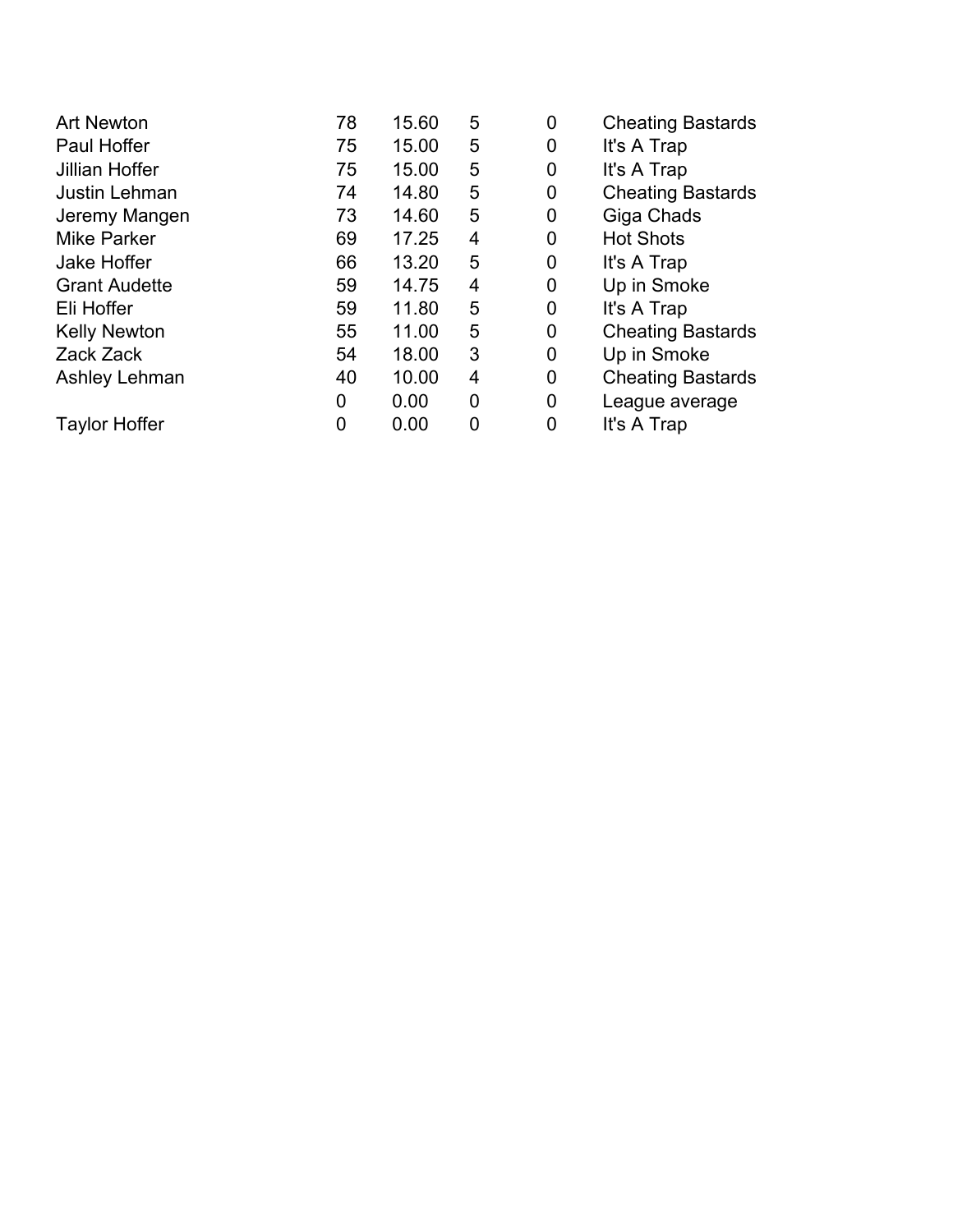| | | | | | |
|---|---|---|---|---|---|
| Art Newton | 78 | 15.60 | 5 | 0 | Cheating Bastards |
| Paul Hoffer | 75 | 15.00 | 5 | 0 | It's A Trap |
| Jillian Hoffer | 75 | 15.00 | 5 | 0 | It's A Trap |
| Justin Lehman | 74 | 14.80 | 5 | 0 | Cheating Bastards |
| Jeremy Mangen | 73 | 14.60 | 5 | 0 | Giga Chads |
| Mike Parker | 69 | 17.25 | 4 | 0 | Hot Shots |
| Jake Hoffer | 66 | 13.20 | 5 | 0 | It's A Trap |
| Grant Audette | 59 | 14.75 | 4 | 0 | Up in Smoke |
| Eli Hoffer | 59 | 11.80 | 5 | 0 | It's A Trap |
| Kelly Newton | 55 | 11.00 | 5 | 0 | Cheating Bastards |
| Zack Zack | 54 | 18.00 | 3 | 0 | Up in Smoke |
| Ashley Lehman | 40 | 10.00 | 4 | 0 | Cheating Bastards |
| | 0 | 0.00 | 0 | 0 | League average |
| Taylor Hoffer | 0 | 0.00 | 0 | 0 | It's A Trap |